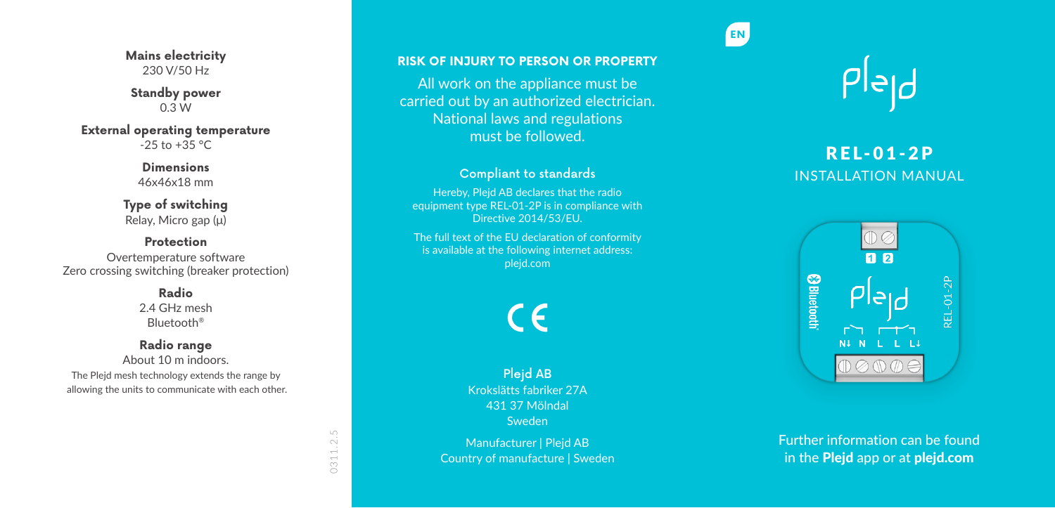**Mains electricity**
230 V/50 Hz

**Standby power**
0.3 W

**External operating temperature**
-25 to +35 °C

**Dimensions**
46x46x18 mm

**Type of switching**
Relay, Micro gap (µ)

**Protection**
Overtemperature software
Zero crossing switching (breaker protection)

**Radio**
2.4 GHz mesh
Bluetooth®

**Radio range**
About 10 m indoors.
The Plejd mesh technology extends the range by allowing the units to communicate with each other.

0311.2.5

## RISK OF INJURY TO PERSON OR PROPERTY

All work on the appliance must be carried out by an authorized electrician. National laws and regulations must be followed.

### Compliant to standards

Hereby, Plejd AB declares that the radio equipment type REL-01-2P is in compliance with Directive 2014/53/EU.

The full text of the EU declaration of conformity is available at the following internet address: plejd.com

CE

**Plejd AB**
Krokslätts fabriker 27A
431 37 Mölndal
Sweden

Manufacturer | Plejd AB
Country of manufacture | Sweden

EN

plejd

# REL-01-2P
## INSTALLATION MANUAL

1 2
Bluetooth
plejd
REL-01-2P
N↓ N L L L↓

Further information can be found in the **Plejd** app or at **plejd.com**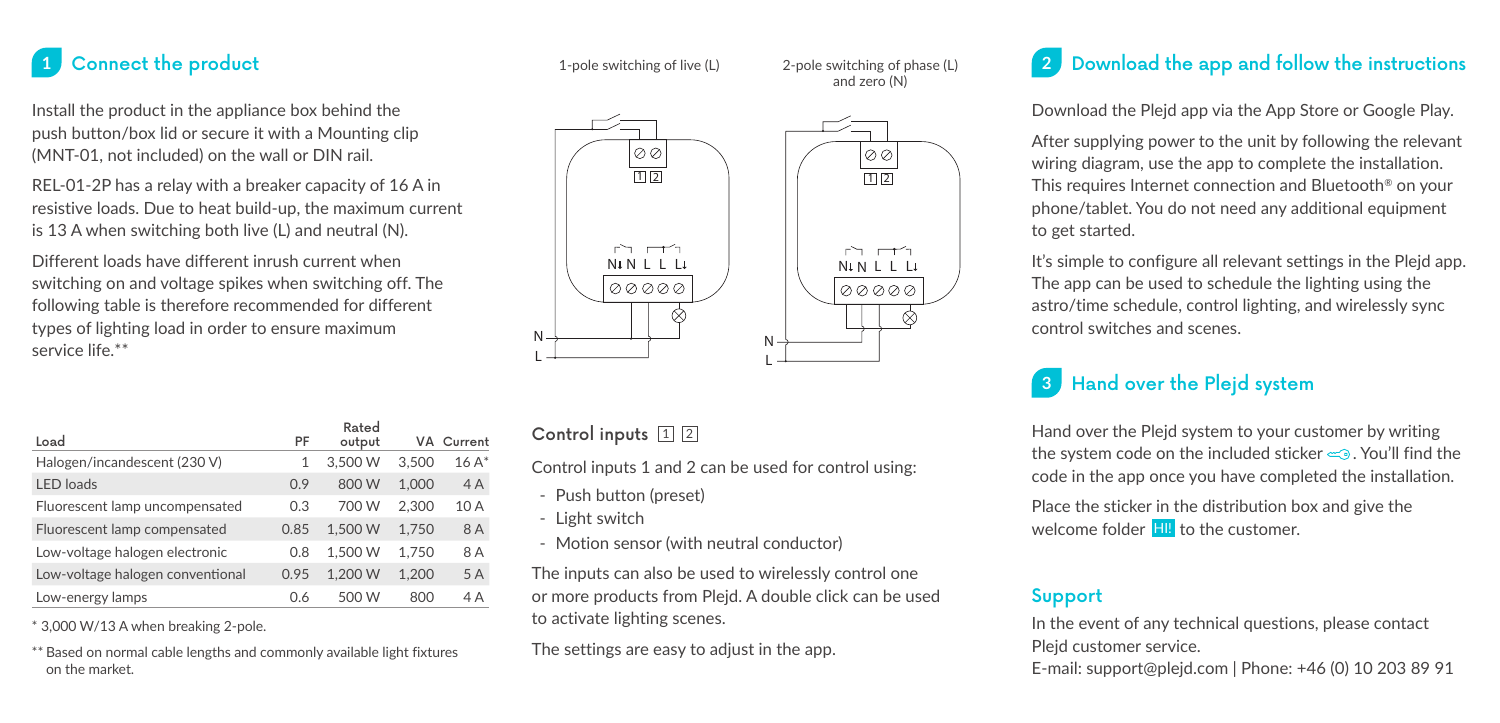## 1 Connect the product

Install the product in the appliance box behind the push button/box lid or secure it with a Mounting clip (MNT-01, not included) on the wall or DIN rail.

REL-01-2P has a relay with a breaker capacity of 16 A in resistive loads. Due to heat build-up, the maximum current is 13 A when switching both live (L) and neutral (N).

Different loads have different inrush current when switching on and voltage spikes when switching off. The following table is therefore recommended for different types of lighting load in order to ensure maximum service life.**

| Load | PF | Rated output | VA | Current |
|---|---|---|---|---|
| Halogen/incandescent (230 V) | 1 | 3,500 W | 3,500 | 16 A* |
| LED loads | 0.9 | 800 W | 1,000 | 4 A |
| Fluorescent lamp uncompensated | 0.3 | 700 W | 2,300 | 10 A |
| Fluorescent lamp compensated | 0.85 | 1,500 W | 1,750 | 8 A |
| Low-voltage halogen electronic | 0.8 | 1,500 W | 1,750 | 8 A |
| Low-voltage halogen conventional | 0.95 | 1,200 W | 1,200 | 5 A |
| Low-energy lamps | 0.6 | 500 W | 800 | 4 A |

\* 3,000 W/13 A when breaking 2-pole.

\** Based on normal cable lengths and commonly available light fixtures on the market.

1-pole switching of live (L)

1 2

N N L L L

N

L

2-pole switching of phase (L) and zero (N)

1 2

N N L L L

N

L

### Control inputs 1 2

Control inputs 1 and 2 can be used for control using:

- Push button (preset)
- Light switch
- Motion sensor (with neutral conductor)

The inputs can also be used to wirelessly control one or more products from Plejd. A double click can be used to activate lighting scenes.

The settings are easy to adjust in the app.

## 2 Download the app and follow the instructions

Download the Plejd app via the App Store or Google Play.

After supplying power to the unit by following the relevant wiring diagram, use the app to complete the installation. This requires Internet connection and Bluetooth® on your phone/tablet. You do not need any additional equipment to get started.

It's simple to configure all relevant settings in the Plejd app. The app can be used to schedule the lighting using the astro/time schedule, control lighting, and wirelessly sync control switches and scenes.

## 3 Hand over the Plejd system

Hand over the Plejd system to your customer by writing the system code on the included sticker. You'll find the code in the app once you have completed the installation.

Place the sticker in the distribution box and give the welcome folder HI! to the customer.

### Support

In the event of any technical questions, please contact Plejd customer service.
E-mail: support@plejd.com | Phone: +46 (0) 10 203 89 91